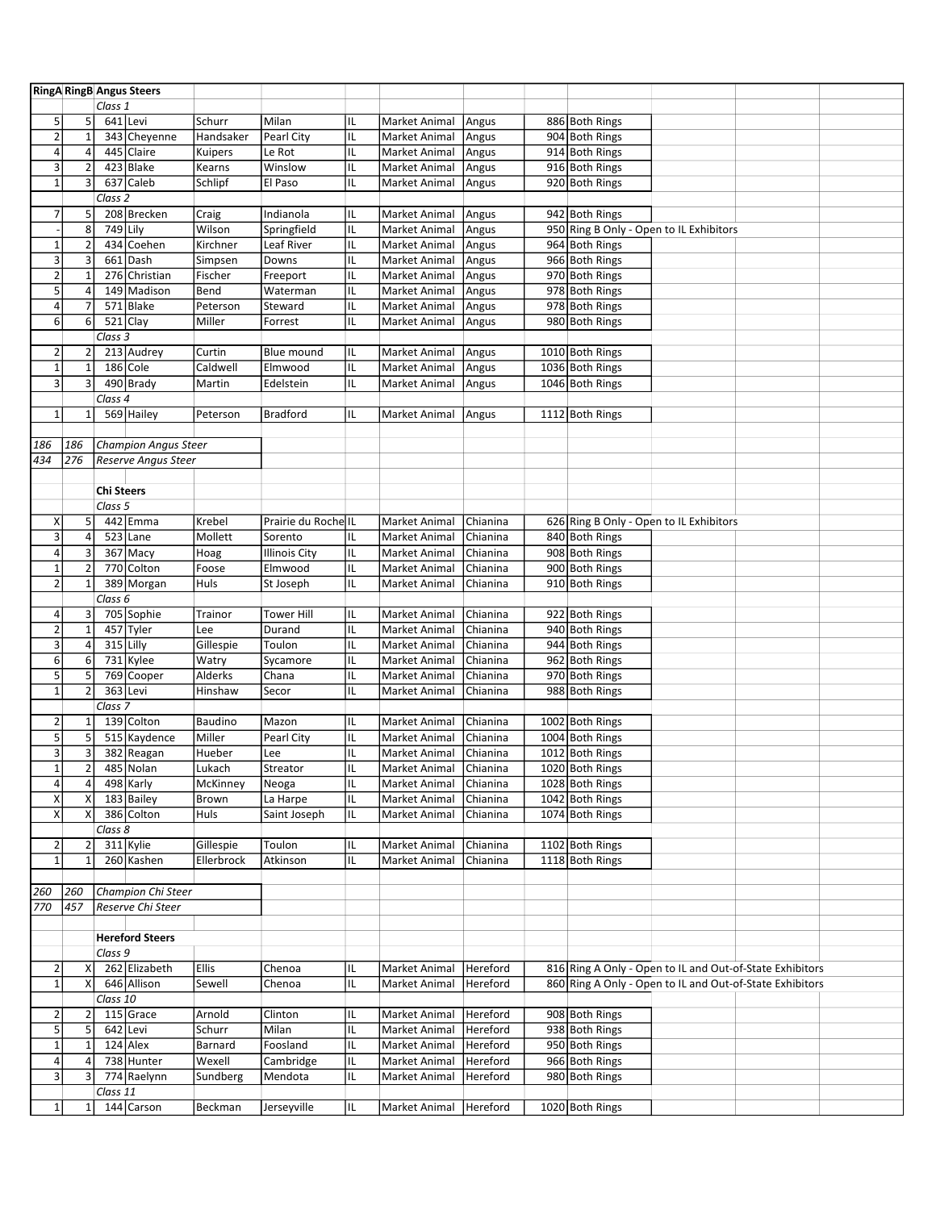| RingA | RingB | Angus Steers | | | | | | | | | | |
|---|---|---|---|---|---|---|---|---|---|---|---|---|
| | | *Class 1* | | | | | | | | | | |
| 5 | 5 | 641 | Levi | Schurr | Milan | IL | Market Animal | Angus | 886 | Both Rings | | |
| 2 | 1 | 343 | Cheyenne | Handsaker | Pearl City | IL | Market Animal | Angus | 904 | Both Rings | | |
| 4 | 4 | 445 | Claire | Kuipers | Le Rot | IL | Market Animal | Angus | 914 | Both Rings | | |
| 3 | 2 | 423 | Blake | Kearns | Winslow | IL | Market Animal | Angus | 916 | Both Rings | | |
| 1 | 3 | 637 | Caleb | Schlipf | El Paso | IL | Market Animal | Angus | 920 | Both Rings | | |
| | | *Class 2* | | | | | | | | | | |
| 7 | 5 | 208 | Brecken | Craig | Indianola | IL | Market Animal | Angus | 942 | Both Rings | | |
| - | 8 | 749 | Lily | Wilson | Springfield | IL | Market Animal | Angus | 950 | Ring B Only - Open to IL Exhibitors | | |
| 1 | 2 | 434 | Coehen | Kirchner | Leaf River | IL | Market Animal | Angus | 964 | Both Rings | | |
| 3 | 3 | 661 | Dash | Simpsen | Downs | IL | Market Animal | Angus | 966 | Both Rings | | |
| 2 | 1 | 276 | Christian | Fischer | Freeport | IL | Market Animal | Angus | 970 | Both Rings | | |
| 5 | 4 | 149 | Madison | Bend | Waterman | IL | Market Animal | Angus | 978 | Both Rings | | |
| 4 | 7 | 571 | Blake | Peterson | Steward | IL | Market Animal | Angus | 978 | Both Rings | | |
| 6 | 6 | 521 | Clay | Miller | Forrest | IL | Market Animal | Angus | 980 | Both Rings | | |
| | | *Class 3* | | | | | | | | | | |
| 2 | 2 | 213 | Audrey | Curtin | Blue mound | IL | Market Animal | Angus | 1010 | Both Rings | | |
| 1 | 1 | 186 | Cole | Caldwell | Elmwood | IL | Market Animal | Angus | 1036 | Both Rings | | |
| 3 | 3 | 490 | Brady | Martin | Edelstein | IL | Market Animal | Angus | 1046 | Both Rings | | |
| | | *Class 4* | | | | | | | | | | |
| 1 | 1 | 569 | Hailey | Peterson | Bradford | IL | Market Animal | Angus | 1112 | Both Rings | | |
| | | | | | | | | | | | | |
| *186* | *186* | *Champion Angus Steer* | | | | | | | | | | |
| *434* | *276* | *Reserve Angus Steer* | | | | | | | | | | |
| | | | | | | | | | | | | |
| | | **Chi Steers** | | | | | | | | | | |
| | | *Class 5* | | | | | | | | | | |
| X | 5 | 442 | Emma | Krebel | Prairie du Roche | IL | Market Animal | Chianina | 626 | Ring B Only - Open to IL Exhibitors | | |
| 3 | 4 | 523 | Lane | Mollett | Sorento | IL | Market Animal | Chianina | 840 | Both Rings | | |
| 4 | 3 | 367 | Macy | Hoag | Illinois City | IL | Market Animal | Chianina | 908 | Both Rings | | |
| 1 | 2 | 770 | Colton | Foose | Elmwood | IL | Market Animal | Chianina | 900 | Both Rings | | |
| 2 | 1 | 389 | Morgan | Huls | St Joseph | IL | Market Animal | Chianina | 910 | Both Rings | | |
| | | *Class 6* | | | | | | | | | | |
| 4 | 3 | 705 | Sophie | Trainor | Tower Hill | IL | Market Animal | Chianina | 922 | Both Rings | | |
| 2 | 1 | 457 | Tyler | Lee | Durand | IL | Market Animal | Chianina | 940 | Both Rings | | |
| 3 | 4 | 315 | Lilly | Gillespie | Toulon | IL | Market Animal | Chianina | 944 | Both Rings | | |
| 6 | 6 | 731 | Kylee | Watry | Sycamore | IL | Market Animal | Chianina | 962 | Both Rings | | |
| 5 | 5 | 769 | Cooper | Alderks | Chana | IL | Market Animal | Chianina | 970 | Both Rings | | |
| 1 | 2 | 363 | Levi | Hinshaw | Secor | IL | Market Animal | Chianina | 988 | Both Rings | | |
| | | *Class 7* | | | | | | | | | | |
| 2 | 1 | 139 | Colton | Baudino | Mazon | IL | Market Animal | Chianina | 1002 | Both Rings | | |
| 5 | 5 | 515 | Kaydence | Miller | Pearl City | IL | Market Animal | Chianina | 1004 | Both Rings | | |
| 3 | 3 | 382 | Reagan | Hueber | Lee | IL | Market Animal | Chianina | 1012 | Both Rings | | |
| 1 | 2 | 485 | Nolan | Lukach | Streator | IL | Market Animal | Chianina | 1020 | Both Rings | | |
| 4 | 4 | 498 | Karly | McKinney | Neoga | IL | Market Animal | Chianina | 1028 | Both Rings | | |
| X | X | 183 | Bailey | Brown | La Harpe | IL | Market Animal | Chianina | 1042 | Both Rings | | |
| X | X | 386 | Colton | Huls | Saint Joseph | IL | Market Animal | Chianina | 1074 | Both Rings | | |
| | | *Class 8* | | | | | | | | | | |
| 2 | 2 | 311 | Kylie | Gillespie | Toulon | IL | Market Animal | Chianina | 1102 | Both Rings | | |
| 1 | 1 | 260 | Kashen | Ellerbrock | Atkinson | IL | Market Animal | Chianina | 1118 | Both Rings | | |
| | | | | | | | | | | | | |
| *260* | *260* | *Champion Chi Steer* | | | | | | | | | | |
| *770* | *457* | *Reserve Chi Steer* | | | | | | | | | | |
| | | | | | | | | | | | | |
| | | **Hereford Steers** | | | | | | | | | | |
| | | *Class 9* | | | | | | | | | | |
| 2 | X | 262 | Elizabeth | Ellis | Chenoa | IL | Market Animal | Hereford | 816 | Ring A Only - Open to IL and Out-of-State Exhibitors | | |
| 1 | X | 646 | Allison | Sewell | Chenoa | IL | Market Animal | Hereford | 860 | Ring A Only - Open to IL and Out-of-State Exhibitors | | |
| | | *Class 10* | | | | | | | | | | |
| 2 | 2 | 115 | Grace | Arnold | Clinton | IL | Market Animal | Hereford | 908 | Both Rings | | |
| 5 | 5 | 642 | Levi | Schurr | Milan | IL | Market Animal | Hereford | 938 | Both Rings | | |
| 1 | 1 | 124 | Alex | Barnard | Foosland | IL | Market Animal | Hereford | 950 | Both Rings | | |
| 4 | 4 | 738 | Hunter | Wexell | Cambridge | IL | Market Animal | Hereford | 966 | Both Rings | | |
| 3 | 3 | 774 | Raelynn | Sundberg | Mendota | IL | Market Animal | Hereford | 980 | Both Rings | | |
| | | *Class 11* | | | | | | | | | | |
| 1 | 1 | 144 | Carson | Beckman | Jerseyville | IL | Market Animal | Hereford | 1020 | Both Rings | | |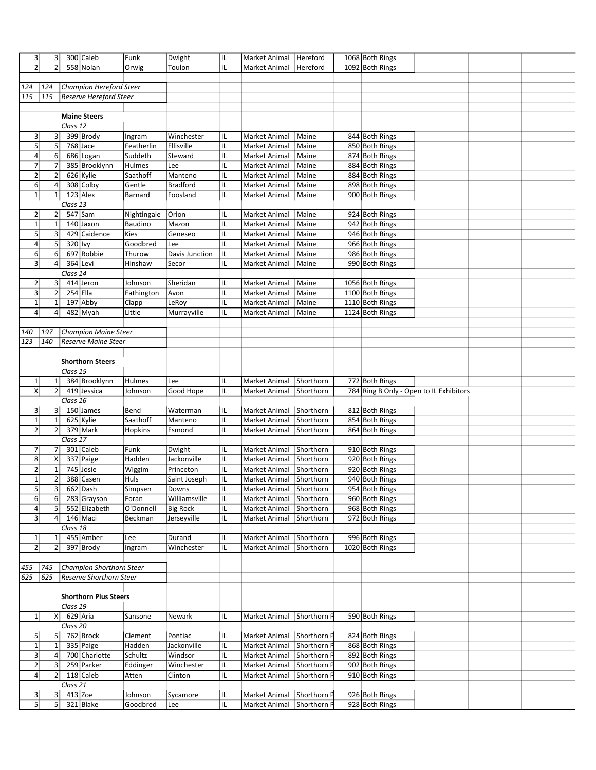| | | | | | | | | | | | | | |
|---|---|---|---|---|---|---|---|---|---|---|---|---|---|
| 3 | 3 | 300 | Caleb | Funk | Dwight | IL | Market Animal | Hereford | 1068 | Both Rings | | | |
| 2 | 2 | 558 | Nolan | Orwig | Toulon | IL | Market Animal | Hereford | 1092 | Both Rings | | | |
| | | | | | | | | | | | | | |
| *124* | *124* | *Champion Hereford Steer* | | | | | | | | | | | |
| *115* | *115* | *Reserve Hereford Steer* | | | | | | | | | | | |
| | | | | | | | | | | | | | |
| | | **Maine Steers** | | | | | | | | | | | |
| | | *Class 12* | | | | | | | | | | | |
| 3 | 3 | 399 | Brody | Ingram | Winchester | IL | Market Animal | Maine | 844 | Both Rings | | | |
| 5 | 5 | 768 | Jace | Featherlin | Ellisville | IL | Market Animal | Maine | 850 | Both Rings | | | |
| 4 | 6 | 686 | Logan | Suddeth | Steward | IL | Market Animal | Maine | 874 | Both Rings | | | |
| 7 | 7 | 385 | Brooklynn | Hulmes | Lee | IL | Market Animal | Maine | 884 | Both Rings | | | |
| 2 | 2 | 626 | Kylie | Saathoff | Manteno | IL | Market Animal | Maine | 884 | Both Rings | | | |
| 6 | 4 | 308 | Colby | Gentle | Bradford | IL | Market Animal | Maine | 898 | Both Rings | | | |
| 1 | 1 | 123 | Alex | Barnard | Foosland | IL | Market Animal | Maine | 900 | Both Rings | | | |
| | | *Class 13* | | | | | | | | | | | |
| 2 | 2 | 547 | Sam | Nightingale | Orion | IL | Market Animal | Maine | 924 | Both Rings | | | |
| 1 | 1 | 140 | Jaxon | Baudino | Mazon | IL | Market Animal | Maine | 942 | Both Rings | | | |
| 5 | 3 | 429 | Caidence | Kies | Geneseo | IL | Market Animal | Maine | 946 | Both Rings | | | |
| 4 | 5 | 320 | Ivy | Goodbred | Lee | IL | Market Animal | Maine | 966 | Both Rings | | | |
| 6 | 6 | 697 | Robbie | Thurow | Davis Junction | IL | Market Animal | Maine | 986 | Both Rings | | | |
| 3 | 4 | 364 | Levi | Hinshaw | Secor | IL | Market Animal | Maine | 990 | Both Rings | | | |
| | | *Class 14* | | | | | | | | | | | |
| 2 | 3 | 414 | Jeron | Johnson | Sheridan | IL | Market Animal | Maine | 1056 | Both Rings | | | |
| 3 | 2 | 254 | Ella | Eathington | Avon | IL | Market Animal | Maine | 1100 | Both Rings | | | |
| 1 | 1 | 197 | Abby | Clapp | LeRoy | IL | Market Animal | Maine | 1110 | Both Rings | | | |
| 4 | 4 | 482 | Myah | Little | Murrayville | IL | Market Animal | Maine | 1124 | Both Rings | | | |
| | | | | | | | | | | | | | |
| *140* | *197* | *Champion Maine Steer* | | | | | | | | | | | |
| *123* | *140* | *Reserve Maine Steer* | | | | | | | | | | | |
| | | | | | | | | | | | | | |
| | | **Shorthorn Steers** | | | | | | | | | | | |
| | | *Class 15* | | | | | | | | | | | |
| 1 | 1 | 384 | Brooklynn | Hulmes | Lee | IL | Market Animal | Shorthorn | 772 | Both Rings | | | |
| X | 2 | 419 | Jessica | Johnson | Good Hope | IL | Market Animal | Shorthorn | 784 | Ring B Only - Open to IL Exhibitors | | | |
| | | *Class 16* | | | | | | | | | | | |
| 3 | 3 | 150 | James | Bend | Waterman | IL | Market Animal | Shorthorn | 812 | Both Rings | | | |
| 1 | 1 | 625 | Kylie | Saathoff | Manteno | IL | Market Animal | Shorthorn | 854 | Both Rings | | | |
| 2 | 2 | 379 | Mark | Hopkins | Esmond | IL | Market Animal | Shorthorn | 864 | Both Rings | | | |
| | | *Class 17* | | | | | | | | | | | |
| 7 | 7 | 301 | Caleb | Funk | Dwight | IL | Market Animal | Shorthorn | 910 | Both Rings | | | |
| 8 | X | 337 | Paige | Hadden | Jacksonville | IL | Market Animal | Shorthorn | 920 | Both Rings | | | |
| 2 | 1 | 745 | Josie | Wiggim | Princeton | IL | Market Animal | Shorthorn | 920 | Both Rings | | | |
| 1 | 2 | 388 | Casen | Huls | Saint Joseph | IL | Market Animal | Shorthorn | 940 | Both Rings | | | |
| 5 | 3 | 662 | Dash | Simpsen | Downs | IL | Market Animal | Shorthorn | 954 | Both Rings | | | |
| 6 | 6 | 283 | Grayson | Foran | Williamsville | IL | Market Animal | Shorthorn | 960 | Both Rings | | | |
| 4 | 5 | 552 | Elizabeth | O'Donnell | Big Rock | IL | Market Animal | Shorthorn | 968 | Both Rings | | | |
| 3 | 4 | 146 | Maci | Beckman | Jerseyville | IL | Market Animal | Shorthorn | 972 | Both Rings | | | |
| | | *Class 18* | | | | | | | | | | | |
| 1 | 1 | 455 | Amber | Lee | Durand | IL | Market Animal | Shorthorn | 996 | Both Rings | | | |
| 2 | 2 | 397 | Brody | Ingram | Winchester | IL | Market Animal | Shorthorn | 1020 | Both Rings | | | |
| | | | | | | | | | | | | | |
| *455* | *745* | *Champion Shorthorn Steer* | | | | | | | | | | | |
| *625* | *625* | *Reserve Shorthorn Steer* | | | | | | | | | | | |
| | | | | | | | | | | | | | |
| | | **Shorthorn Plus Steers** | | | | | | | | | | | |
| | | *Class 19* | | | | | | | | | | | |
| 1 | X | 629 | Aria | Sansone | Newark | IL | Market Animal | Shorthorn P | 590 | Both Rings | | | |
| | | *Class 20* | | | | | | | | | | | |
| 5 | 5 | 762 | Brock | Clement | Pontiac | IL | Market Animal | Shorthorn P | 824 | Both Rings | | | |
| 1 | 1 | 335 | Paige | Hadden | Jacksonville | IL | Market Animal | Shorthorn P | 868 | Both Rings | | | |
| 3 | 4 | 700 | Charlotte | Schultz | Windsor | IL | Market Animal | Shorthorn P | 892 | Both Rings | | | |
| 2 | 3 | 259 | Parker | Eddinger | Winchester | IL | Market Animal | Shorthorn P | 902 | Both Rings | | | |
| 4 | 2 | 118 | Caleb | Atten | Clinton | IL | Market Animal | Shorthorn P | 910 | Both Rings | | | |
| | | *Class 21* | | | | | | | | | | | |
| 3 | 3 | 413 | Zoe | Johnson | Sycamore | IL | Market Animal | Shorthorn P | 926 | Both Rings | | | |
| 5 | 5 | 321 | Blake | Goodbred | Lee | IL | Market Animal | Shorthorn P | 928 | Both Rings | | | |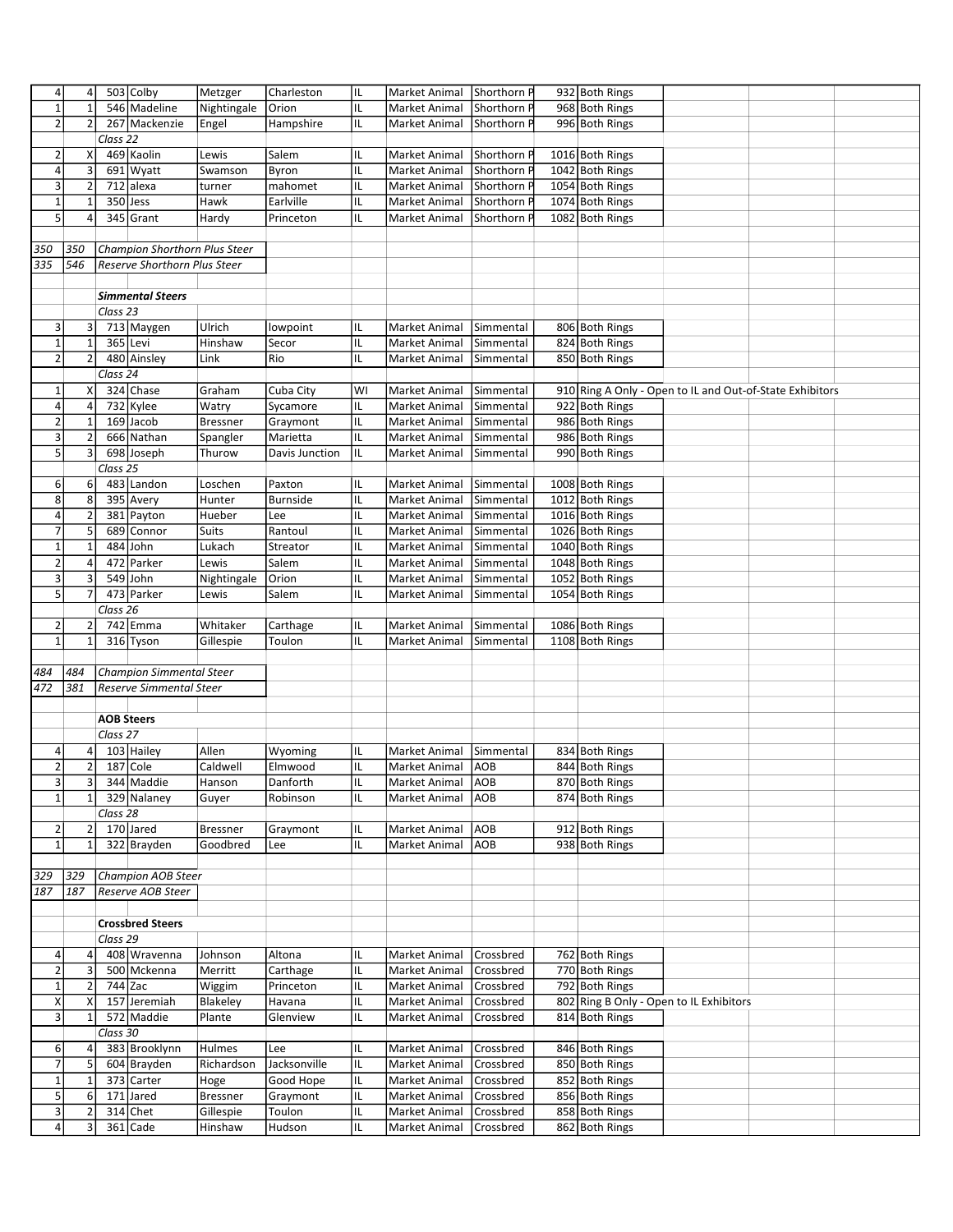| | | | | | | | | | | | | | |
|---|---|---|---|---|---|---|---|---|---|---|---|---|---|
| 4 | 4 | 503 | Colby | Metzger | Charleston | IL | Market Animal | Shorthorn P | 932 | Both Rings | | | |
| 1 | 1 | 546 | Madeline | Nightingale | Orion | IL | Market Animal | Shorthorn P | 968 | Both Rings | | | |
| 2 | 2 | 267 | Mackenzie | Engel | Hampshire | IL | Market Animal | Shorthorn P | 996 | Both Rings | | | |
| | | *Class 22* | | | | | | | | | | | |
| 2 | X | 469 | Kaolin | Lewis | Salem | IL | Market Animal | Shorthorn P | 1016 | Both Rings | | | |
| 4 | 3 | 691 | Wyatt | Swamson | Byron | IL | Market Animal | Shorthorn P | 1042 | Both Rings | | | |
| 3 | 2 | 712 | alexa | turner | mahomet | IL | Market Animal | Shorthorn P | 1054 | Both Rings | | | |
| 1 | 1 | 350 | Jess | Hawk | Earlville | IL | Market Animal | Shorthorn P | 1074 | Both Rings | | | |
| 5 | 4 | 345 | Grant | Hardy | Princeton | IL | Market Animal | Shorthorn P | 1082 | Both Rings | | | |
| | | | | | | | | | | | | | |
| *350* | *350* | *Champion Shorthorn Plus Steer* | | | | | | | | | | | |
| *335* | *546* | *Reserve Shorthorn Plus Steer* | | | | | | | | | | | |
| | | | | | | | | | | | | | |
| | | ***Simmental Steers*** | | | | | | | | | | | |
| | | *Class 23* | | | | | | | | | | | |
| 3 | 3 | 713 | Maygen | Ulrich | lowpoint | IL | Market Animal | Simmental | 806 | Both Rings | | | |
| 1 | 1 | 365 | Levi | Hinshaw | Secor | IL | Market Animal | Simmental | 824 | Both Rings | | | |
| 2 | 2 | 480 | Ainsley | Link | Rio | IL | Market Animal | Simmental | 850 | Both Rings | | | |
| | | *Class 24* | | | | | | | | | | | |
| 1 | X | 324 | Chase | Graham | Cuba City | WI | Market Animal | Simmental | 910 | Ring A Only - Open to IL and Out-of-State Exhibitors | | | |
| 4 | 4 | 732 | Kylee | Watry | Sycamore | IL | Market Animal | Simmental | 922 | Both Rings | | | |
| 2 | 1 | 169 | Jacob | Bressner | Graymont | IL | Market Animal | Simmental | 986 | Both Rings | | | |
| 3 | 2 | 666 | Nathan | Spangler | Marietta | IL | Market Animal | Simmental | 986 | Both Rings | | | |
| 5 | 3 | 698 | Joseph | Thurow | Davis Junction | IL | Market Animal | Simmental | 990 | Both Rings | | | |
| | | *Class 25* | | | | | | | | | | | |
| 6 | 6 | 483 | Landon | Loschen | Paxton | IL | Market Animal | Simmental | 1008 | Both Rings | | | |
| 8 | 8 | 395 | Avery | Hunter | Burnside | IL | Market Animal | Simmental | 1012 | Both Rings | | | |
| 4 | 2 | 381 | Payton | Hueber | Lee | IL | Market Animal | Simmental | 1016 | Both Rings | | | |
| 7 | 5 | 689 | Connor | Suits | Rantoul | IL | Market Animal | Simmental | 1026 | Both Rings | | | |
| 1 | 1 | 484 | John | Lukach | Streator | IL | Market Animal | Simmental | 1040 | Both Rings | | | |
| 2 | 4 | 472 | Parker | Lewis | Salem | IL | Market Animal | Simmental | 1048 | Both Rings | | | |
| 3 | 3 | 549 | John | Nightingale | Orion | IL | Market Animal | Simmental | 1052 | Both Rings | | | |
| 5 | 7 | 473 | Parker | Lewis | Salem | IL | Market Animal | Simmental | 1054 | Both Rings | | | |
| | | *Class 26* | | | | | | | | | | | |
| 2 | 2 | 742 | Emma | Whitaker | Carthage | IL | Market Animal | Simmental | 1086 | Both Rings | | | |
| 1 | 1 | 316 | Tyson | Gillespie | Toulon | IL | Market Animal | Simmental | 1108 | Both Rings | | | |
| | | | | | | | | | | | | | |
| *484* | *484* | *Champion Simmental Steer* | | | | | | | | | | | |
| *472* | *381* | *Reserve Simmental Steer* | | | | | | | | | | | |
| | | | | | | | | | | | | | |
| | | **AOB Steers** | | | | | | | | | | | |
| | | *Class 27* | | | | | | | | | | | |
| 4 | 4 | 103 | Hailey | Allen | Wyoming | IL | Market Animal | Simmental | 834 | Both Rings | | | |
| 2 | 2 | 187 | Cole | Caldwell | Elmwood | IL | Market Animal | AOB | 844 | Both Rings | | | |
| 3 | 3 | 344 | Maddie | Hanson | Danforth | IL | Market Animal | AOB | 870 | Both Rings | | | |
| 1 | 1 | 329 | Nalaney | Guyer | Robinson | IL | Market Animal | AOB | 874 | Both Rings | | | |
| | | *Class 28* | | | | | | | | | | | |
| 2 | 2 | 170 | Jared | Bressner | Graymont | IL | Market Animal | AOB | 912 | Both Rings | | | |
| 1 | 1 | 322 | Brayden | Goodbred | Lee | IL | Market Animal | AOB | 938 | Both Rings | | | |
| | | | | | | | | | | | | | |
| *329* | *329* | *Champion AOB Steer* | | | | | | | | | | | |
| *187* | *187* | *Reserve AOB Steer* | | | | | | | | | | | |
| | | | | | | | | | | | | | |
| | | **Crossbred Steers** | | | | | | | | | | | |
| | | *Class 29* | | | | | | | | | | | |
| 4 | 4 | 408 | Wravenna | Johnson | Altona | IL | Market Animal | Crossbred | 762 | Both Rings | | | |
| 2 | 3 | 500 | Mckenna | Merritt | Carthage | IL | Market Animal | Crossbred | 770 | Both Rings | | | |
| 1 | 2 | 744 | Zac | Wiggim | Princeton | IL | Market Animal | Crossbred | 792 | Both Rings | | | |
| X | X | 157 | Jeremiah | Blakeley | Havana | IL | Market Animal | Crossbred | 802 | Ring B Only - Open to IL Exhibitors | | | |
| 3 | 1 | 572 | Maddie | Plante | Glenview | IL | Market Animal | Crossbred | 814 | Both Rings | | | |
| | | *Class 30* | | | | | | | | | | | |
| 6 | 4 | 383 | Brooklynn | Hulmes | Lee | IL | Market Animal | Crossbred | 846 | Both Rings | | | |
| 7 | 5 | 604 | Brayden | Richardson | Jacksonville | IL | Market Animal | Crossbred | 850 | Both Rings | | | |
| 1 | 1 | 373 | Carter | Hoge | Good Hope | IL | Market Animal | Crossbred | 852 | Both Rings | | | |
| 5 | 6 | 171 | Jared | Bressner | Graymont | IL | Market Animal | Crossbred | 856 | Both Rings | | | |
| 3 | 2 | 314 | Chet | Gillespie | Toulon | IL | Market Animal | Crossbred | 858 | Both Rings | | | |
| 4 | 3 | 361 | Cade | Hinshaw | Hudson | IL | Market Animal | Crossbred | 862 | Both Rings | | | |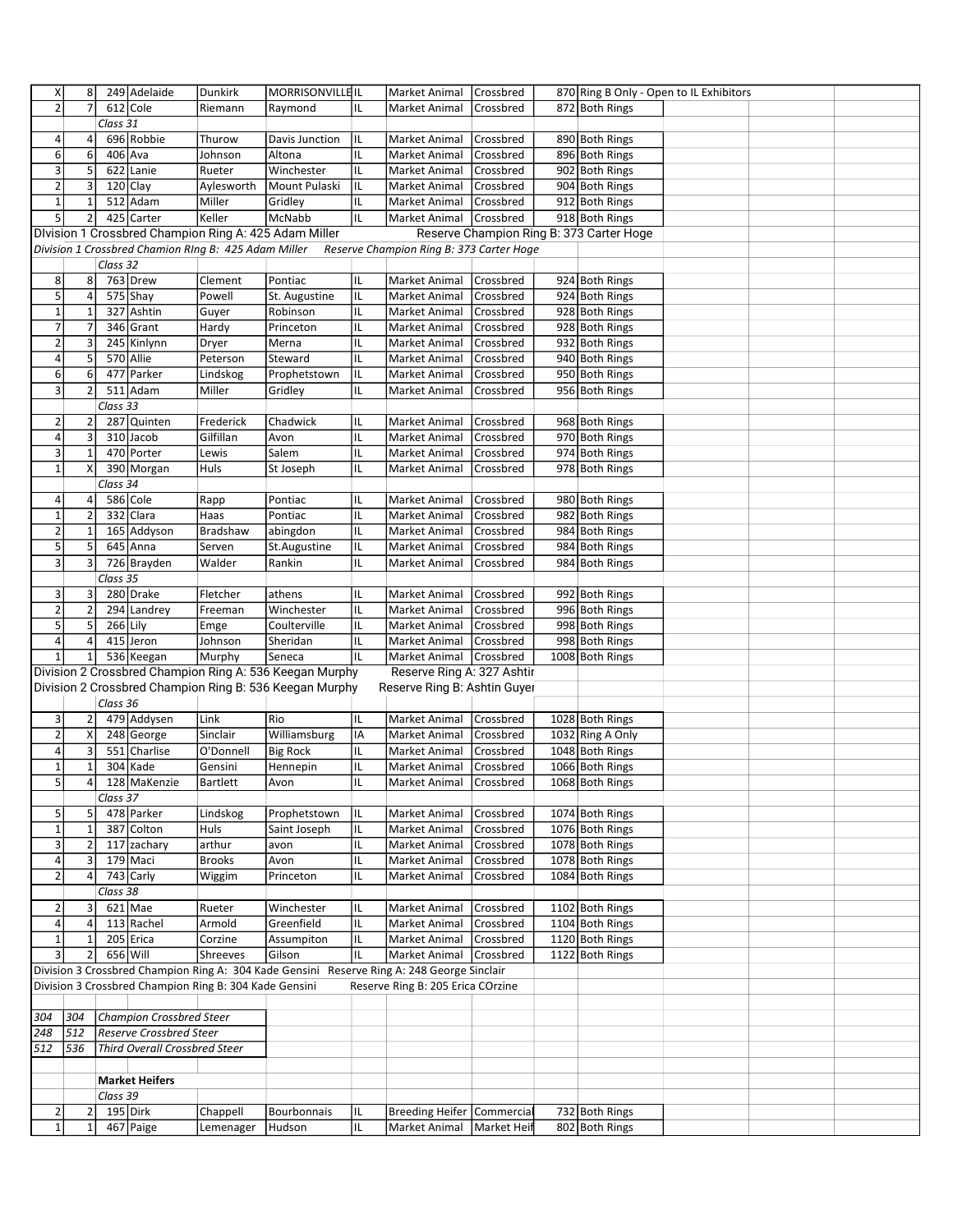| | | | | | | | | | | | | | |
|---|---|---|---|---|---|---|---|---|---|---|---|---|---|
| X | 8 | 249 | Adelaide | Dunkirk | MORRISONVILLE | IL | Market Animal | Crossbred | 870 | Ring B Only - Open to IL Exhibitors | | | |
| 2 | 7 | 612 | Cole | Riemann | Raymond | IL | Market Animal | Crossbred | 872 | Both Rings | | | |
| | | *Class 31* | | | | | | | | | | | |
| 4 | 4 | 696 | Robbie | Thurow | Davis Junction | IL | Market Animal | Crossbred | 890 | Both Rings | | | |
| 6 | 6 | 406 | Ava | Johnson | Altona | IL | Market Animal | Crossbred | 896 | Both Rings | | | |
| 3 | 5 | 622 | Lanie | Rueter | Winchester | IL | Market Animal | Crossbred | 902 | Both Rings | | | |
| 2 | 3 | 120 | Clay | Aylesworth | Mount Pulaski | IL | Market Animal | Crossbred | 904 | Both Rings | | | |
| 1 | 1 | 512 | Adam | Miller | Gridley | IL | Market Animal | Crossbred | 912 | Both Rings | | | |
| 5 | 2 | 425 | Carter | Keller | McNabb | IL | Market Animal | Crossbred | 918 | Both Rings | | | |
| DIvision 1 Crossbred Champion Ring A: 425 Adam Miller | | | | | | | Reserve Champion Ring B: 373 Carter Hoge | | | | | | |
| *Division 1 Crossbred Chamion RIng B: 425 Adam Miller* | | | | | | | *Reserve Champion Ring B: 373 Carter Hoge* | | | | | | |
| | | *Class 32* | | | | | | | | | | | |
| 8 | 8 | 763 | Drew | Clement | Pontiac | IL | Market Animal | Crossbred | 924 | Both Rings | | | |
| 5 | 4 | 575 | Shay | Powell | St. Augustine | IL | Market Animal | Crossbred | 924 | Both Rings | | | |
| 1 | 1 | 327 | Ashtin | Guyer | Robinson | IL | Market Animal | Crossbred | 928 | Both Rings | | | |
| 7 | 7 | 346 | Grant | Hardy | Princeton | IL | Market Animal | Crossbred | 928 | Both Rings | | | |
| 2 | 3 | 245 | Kinlynn | Dryer | Merna | IL | Market Animal | Crossbred | 932 | Both Rings | | | |
| 4 | 5 | 570 | Allie | Peterson | Steward | IL | Market Animal | Crossbred | 940 | Both Rings | | | |
| 6 | 6 | 477 | Parker | Lindskog | Prophetstown | IL | Market Animal | Crossbred | 950 | Both Rings | | | |
| 3 | 2 | 511 | Adam | Miller | Gridley | IL | Market Animal | Crossbred | 956 | Both Rings | | | |
| | | *Class 33* | | | | | | | | | | | |
| 2 | 2 | 287 | Quinten | Frederick | Chadwick | IL | Market Animal | Crossbred | 968 | Both Rings | | | |
| 4 | 3 | 310 | Jacob | Gilfillan | Avon | IL | Market Animal | Crossbred | 970 | Both Rings | | | |
| 3 | 1 | 470 | Porter | Lewis | Salem | IL | Market Animal | Crossbred | 974 | Both Rings | | | |
| 1 | X | 390 | Morgan | Huls | St Joseph | IL | Market Animal | Crossbred | 978 | Both Rings | | | |
| | | *Class 34* | | | | | | | | | | | |
| 4 | 4 | 586 | Cole | Rapp | Pontiac | IL | Market Animal | Crossbred | 980 | Both Rings | | | |
| 1 | 2 | 332 | Clara | Haas | Pontiac | IL | Market Animal | Crossbred | 982 | Both Rings | | | |
| 2 | 1 | 165 | Addyson | Bradshaw | abingdon | IL | Market Animal | Crossbred | 984 | Both Rings | | | |
| 5 | 5 | 645 | Anna | Serven | St.Augustine | IL | Market Animal | Crossbred | 984 | Both Rings | | | |
| 3 | 3 | 726 | Brayden | Walder | Rankin | IL | Market Animal | Crossbred | 984 | Both Rings | | | |
| | | *Class 35* | | | | | | | | | | | |
| 3 | 3 | 280 | Drake | Fletcher | athens | IL | Market Animal | Crossbred | 992 | Both Rings | | | |
| 2 | 2 | 294 | Landrey | Freeman | Winchester | IL | Market Animal | Crossbred | 996 | Both Rings | | | |
| 5 | 5 | 266 | Lily | Emge | Coulterville | IL | Market Animal | Crossbred | 998 | Both Rings | | | |
| 4 | 4 | 415 | Jeron | Johnson | Sheridan | IL | Market Animal | Crossbred | 998 | Both Rings | | | |
| 1 | 1 | 536 | Keegan | Murphy | Seneca | IL | Market Animal | Crossbred | 1008 | Both Rings | | | |
| Division 2 Crossbred Champion Ring A: 536 Keegan Murphy | | | | | | | Reserve Ring A: 327 Ashtir | | | | | | |
| Division 2 Crossbred Champion Ring B: 536 Keegan Murphy | | | | | | | Reserve Ring B: Ashtin Guyer | | | | | | |
| | | *Class 36* | | | | | | | | | | | |
| 3 | 2 | 479 | Addysen | Link | Rio | IL | Market Animal | Crossbred | 1028 | Both Rings | | | |
| 2 | X | 248 | George | Sinclair | Williamsburg | IA | Market Animal | Crossbred | 1032 | Ring A Only | | | |
| 4 | 3 | 551 | Charlise | O'Donnell | Big Rock | IL | Market Animal | Crossbred | 1048 | Both Rings | | | |
| 1 | 1 | 304 | Kade | Gensini | Hennepin | IL | Market Animal | Crossbred | 1066 | Both Rings | | | |
| 5 | 4 | 128 | MaKenzie | Bartlett | Avon | IL | Market Animal | Crossbred | 1068 | Both Rings | | | |
| | | *Class 37* | | | | | | | | | | | |
| 5 | 5 | 478 | Parker | Lindskog | Prophetstown | IL | Market Animal | Crossbred | 1074 | Both Rings | | | |
| 1 | 1 | 387 | Colton | Huls | Saint Joseph | IL | Market Animal | Crossbred | 1076 | Both Rings | | | |
| 3 | 2 | 117 | zachary | arthur | avon | IL | Market Animal | Crossbred | 1078 | Both Rings | | | |
| 4 | 3 | 179 | Maci | Brooks | Avon | IL | Market Animal | Crossbred | 1078 | Both Rings | | | |
| 2 | 4 | 743 | Carly | Wiggim | Princeton | IL | Market Animal | Crossbred | 1084 | Both Rings | | | |
| | | *Class 38* | | | | | | | | | | | |
| 2 | 3 | 621 | Mae | Rueter | Winchester | IL | Market Animal | Crossbred | 1102 | Both Rings | | | |
| 4 | 4 | 113 | Rachel | Armold | Greenfield | IL | Market Animal | Crossbred | 1104 | Both Rings | | | |
| 1 | 1 | 205 | Erica | Corzine | Assumpiton | IL | Market Animal | Crossbred | 1120 | Both Rings | | | |
| 3 | 2 | 656 | Will | Shreeves | Gilson | IL | Market Animal | Crossbred | 1122 | Both Rings | | | |
| Division 3 Crossbred Champion Ring A: 304 Kade Gensini Reserve Ring A: 248 George Sinclair | | | | | | | | | | | | | |
| Division 3 Crossbred Champion Ring B: 304 Kade Gensini | | | | | | | Reserve Ring B: 205 Erica COrzine | | | | | | |
| | | | | | | | | | | | | | |
| *304* | *304* | *Champion Crossbred Steer* | | | | | | | | | | | |
| *248* | *512* | *Reserve Crossbred Steer* | | | | | | | | | | | |
| *512* | *536* | *Third Overall Crossbred Steer* | | | | | | | | | | | |
| | | | | | | | | | | | | | |
| | | **Market Heifers** | | | | | | | | | | | |
| | | *Class 39* | | | | | | | | | | | |
| 2 | 2 | 195 | Dirk | Chappell | Bourbonnais | IL | Breeding Heifer | Commercial | 732 | Both Rings | | | |
| 1 | 1 | 467 | Paige | Lemenager | Hudson | IL | Market Animal | Market Heif | 802 | Both Rings | | | |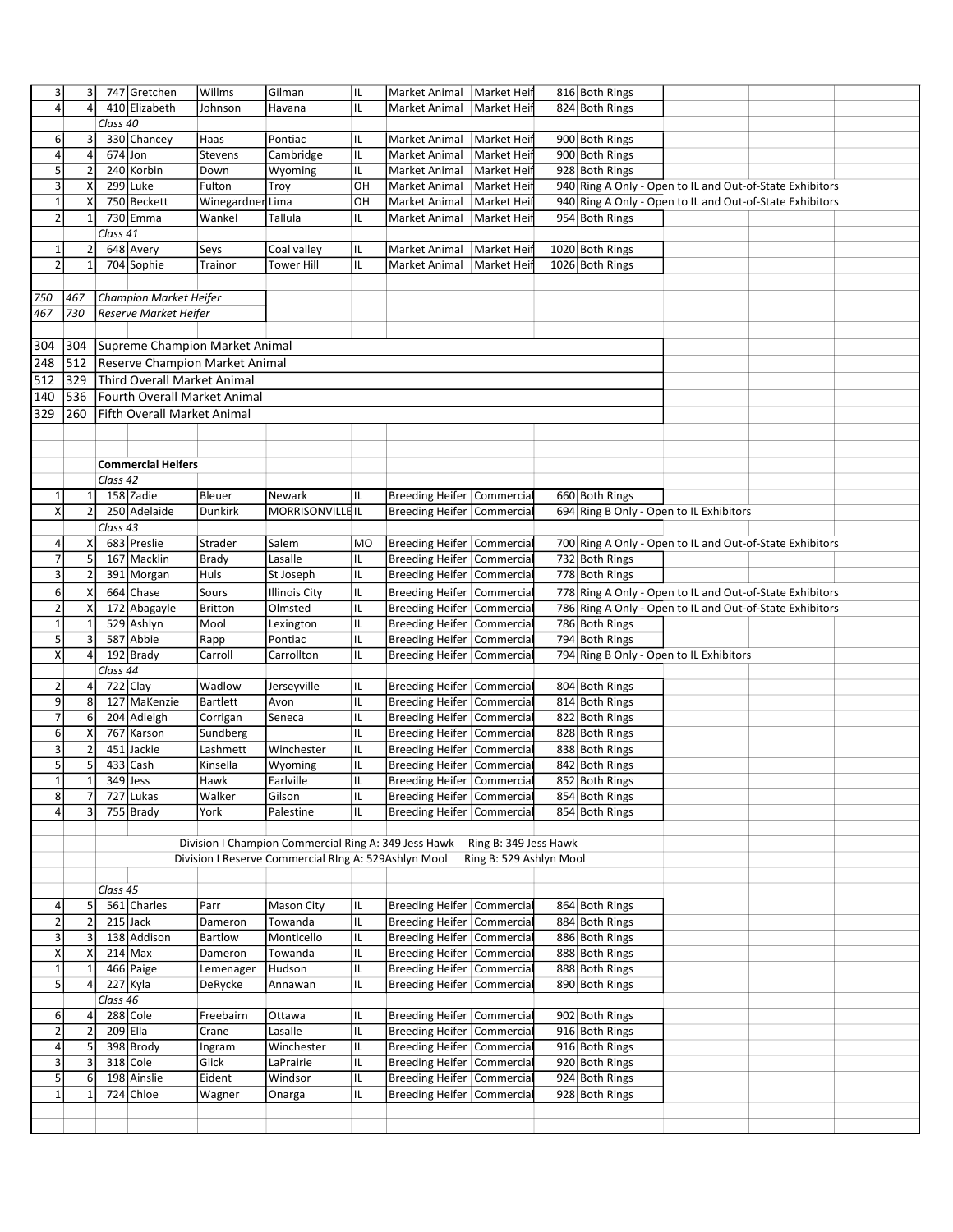| | | | | | | | | | | | | | |
|---|---|---|---|---|---|---|---|---|---|---|---|---|---|
| 3 | 3 | 747 | Gretchen | Willms | Gilman | IL | Market Animal | Market Heif | 816 | Both Rings | | | |
| 4 | 4 | 410 | Elizabeth | Johnson | Havana | IL | Market Animal | Market Heif | 824 | Both Rings | | | |
| | | *Class 40* | | | | | | | | | | | |
| 6 | 3 | 330 | Chancey | Haas | Pontiac | IL | Market Animal | Market Heif | 900 | Both Rings | | | |
| 4 | 4 | 674 | Jon | Stevens | Cambridge | IL | Market Animal | Market Heif | 900 | Both Rings | | | |
| 5 | 2 | 240 | Korbin | Down | Wyoming | IL | Market Animal | Market Heif | 928 | Both Rings | | | |
| 3 | X | 299 | Luke | Fulton | Troy | OH | Market Animal | Market Heif | 940 | Ring A Only - Open to IL and Out-of-State Exhibitors | | | |
| 1 | X | 750 | Beckett | Winegardner | Lima | OH | Market Animal | Market Heif | 940 | Ring A Only - Open to IL and Out-of-State Exhibitors | | | |
| 2 | 1 | 730 | Emma | Wankel | Tallula | IL | Market Animal | Market Heif | 954 | Both Rings | | | |
| | | *Class 41* | | | | | | | | | | | |
| 1 | 2 | 648 | Avery | Seys | Coal valley | IL | Market Animal | Market Heif | 1020 | Both Rings | | | |
| 2 | 1 | 704 | Sophie | Trainor | Tower Hill | IL | Market Animal | Market Heif | 1026 | Both Rings | | | |
| | | | | | | | | | | | | | |
| *750* | *467* | *Champion Market Heifer* | | | | | | | | | | | |
| *467* | *730* | *Reserve Market Heifer* | | | | | | | | | | | |
| | | | | | | | | | | | | | |
| 304 | 304 | Supreme Champion Market Animal | | | | | | | | | | | |
| 248 | 512 | Reserve Champion Market Animal | | | | | | | | | | | |
| 512 | 329 | Third Overall Market Animal | | | | | | | | | | | |
| 140 | 536 | Fourth Overall Market Animal | | | | | | | | | | | |
| 329 | 260 | Fifth Overall Market Animal | | | | | | | | | | | |
| | | | | | | | | | | | | | |
| | | **Commercial Heifers** | | | | | | | | | | | |
| | | *Class 42* | | | | | | | | | | | |
| 1 | 1 | 158 | Zadie | Bleuer | Newark | IL | Breeding Heifer | Commercial | 660 | Both Rings | | | |
| X | 2 | 250 | Adelaide | Dunkirk | MORRISONVILLE | IL | Breeding Heifer | Commercial | 694 | Ring B Only - Open to IL Exhibitors | | | |
| | | *Class 43* | | | | | | | | | | | |
| 4 | X | 683 | Preslie | Strader | Salem | MO | Breeding Heifer | Commercial | 700 | Ring A Only - Open to IL and Out-of-State Exhibitors | | | |
| 7 | 5 | 167 | Macklin | Brady | Lasalle | IL | Breeding Heifer | Commercial | 732 | Both Rings | | | |
| 3 | 2 | 391 | Morgan | Huls | St Joseph | IL | Breeding Heifer | Commercial | 778 | Both Rings | | | |
| 6 | X | 664 | Chase | Sours | Illinois City | IL | Breeding Heifer | Commercial | 778 | Ring A Only - Open to IL and Out-of-State Exhibitors | | | |
| 2 | X | 172 | Abagayle | Britton | Olmsted | IL | Breeding Heifer | Commercial | 786 | Ring A Only - Open to IL and Out-of-State Exhibitors | | | |
| 1 | 1 | 529 | Ashlyn | Mool | Lexington | IL | Breeding Heifer | Commercial | 786 | Both Rings | | | |
| 5 | 3 | 587 | Abbie | Rapp | Pontiac | IL | Breeding Heifer | Commercial | 794 | Both Rings | | | |
| X | 4 | 192 | Brady | Carroll | Carrollton | IL | Breeding Heifer | Commercial | 794 | Ring B Only - Open to IL Exhibitors | | | |
| | | *Class 44* | | | | | | | | | | | |
| 2 | 4 | 722 | Clay | Wadlow | Jerseyville | IL | Breeding Heifer | Commercial | 804 | Both Rings | | | |
| 9 | 8 | 127 | MaKenzie | Bartlett | Avon | IL | Breeding Heifer | Commercial | 814 | Both Rings | | | |
| 7 | 6 | 204 | Adleigh | Corrigan | Seneca | IL | Breeding Heifer | Commercial | 822 | Both Rings | | | |
| 6 | X | 767 | Karson | Sundberg | | IL | Breeding Heifer | Commercial | 828 | Both Rings | | | |
| 3 | 2 | 451 | Jackie | Lashmett | Winchester | IL | Breeding Heifer | Commercial | 838 | Both Rings | | | |
| 5 | 5 | 433 | Cash | Kinsella | Wyoming | IL | Breeding Heifer | Commercial | 842 | Both Rings | | | |
| 1 | 1 | 349 | Jess | Hawk | Earlville | IL | Breeding Heifer | Commercial | 852 | Both Rings | | | |
| 8 | 7 | 727 | Lukas | Walker | Gilson | IL | Breeding Heifer | Commercial | 854 | Both Rings | | | |
| 4 | 3 | 755 | Brady | York | Palestine | IL | Breeding Heifer | Commercial | 854 | Both Rings | | | |
| | | | | | | | | | | | | | |
| | | | | Division I Champion Commercial Ring A: 349 Jess Hawk | | | | Ring B: 349 Jess Hawk | | | | | |
| | | | | Division I Reserve Commercial RIng A: 529Ashlyn Mool | | | | Ring B: 529 Ashlyn Mool | | | | | |
| | | | | | | | | | | | | | |
| | | *Class 45* | | | | | | | | | | | |
| 4 | 5 | 561 | Charles | Parr | Mason City | IL | Breeding Heifer | Commercial | 864 | Both Rings | | | |
| 2 | 2 | 215 | Jack | Dameron | Towanda | IL | Breeding Heifer | Commercial | 884 | Both Rings | | | |
| 3 | 3 | 138 | Addison | Bartlow | Monticello | IL | Breeding Heifer | Commercial | 886 | Both Rings | | | |
| X | X | 214 | Max | Dameron | Towanda | IL | Breeding Heifer | Commercial | 888 | Both Rings | | | |
| 1 | 1 | 466 | Paige | Lemenager | Hudson | IL | Breeding Heifer | Commercial | 888 | Both Rings | | | |
| 5 | 4 | 227 | Kyla | DeRycke | Annawan | IL | Breeding Heifer | Commercial | 890 | Both Rings | | | |
| | | *Class 46* | | | | | | | | | | | |
| 6 | 4 | 288 | Cole | Freebairn | Ottawa | IL | Breeding Heifer | Commercial | 902 | Both Rings | | | |
| 2 | 2 | 209 | Ella | Crane | Lasalle | IL | Breeding Heifer | Commercial | 916 | Both Rings | | | |
| 4 | 5 | 398 | Brody | Ingram | Winchester | IL | Breeding Heifer | Commercial | 916 | Both Rings | | | |
| 3 | 3 | 318 | Cole | Glick | LaPrairie | IL | Breeding Heifer | Commercial | 920 | Both Rings | | | |
| 5 | 6 | 198 | Ainslie | Eident | Windsor | IL | Breeding Heifer | Commercial | 924 | Both Rings | | | |
| 1 | 1 | 724 | Chloe | Wagner | Onarga | IL | Breeding Heifer | Commercial | 928 | Both Rings | | | |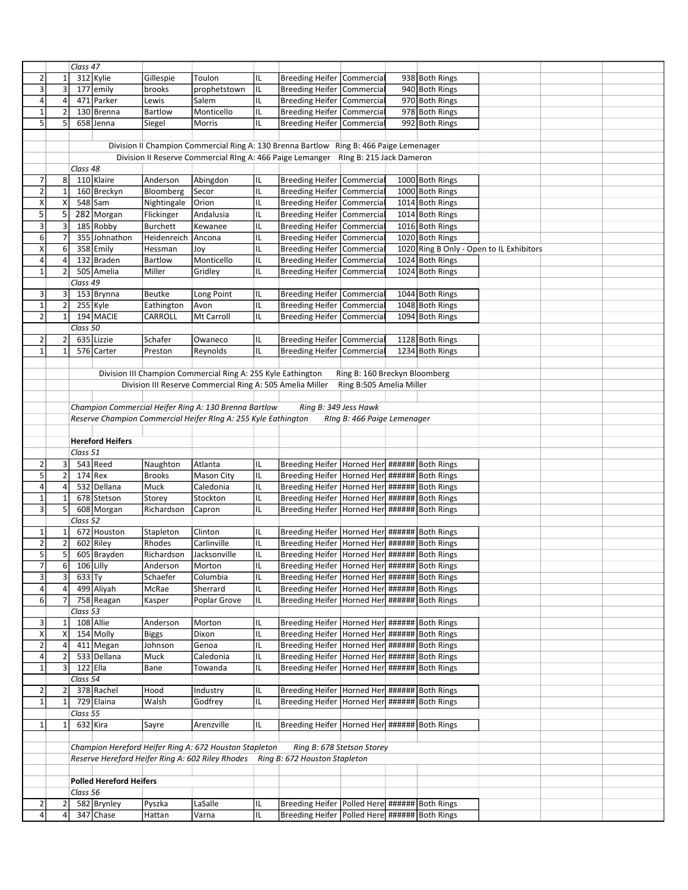| | | | | | | | | | | | | | |
|---|---|---|---|---|---|---|---|---|---|---|---|---|---|
| | | *Class 47* | | | | | | | | | | | |
| 2 | 1 | 312 | Kylie | Gillespie | Toulon | IL | Breeding Heifer | Commercial | 938 | Both Rings | | | |
| 3 | 3 | 177 | emily | brooks | prophetstown | IL | Breeding Heifer | Commercial | 940 | Both Rings | | | |
| 4 | 4 | 471 | Parker | Lewis | Salem | IL | Breeding Heifer | Commercial | 970 | Both Rings | | | |
| 1 | 2 | 130 | Brenna | Bartlow | Monticello | IL | Breeding Heifer | Commercial | 978 | Both Rings | | | |
| 5 | 5 | 658 | Jenna | Siegel | Morris | IL | Breeding Heifer | Commercial | 992 | Both Rings | | | |
| | | | | | | | | | | | | | |
| | | Division II Champion Commercial Ring A: 130 Brenna Bartlow Ring B: 466 Paige Lemenager | | | | | | | | | | | |
| | | Division II Reserve Commercial RIng A: 466 Paige Lemanger RIng B: 215 Jack Dameron | | | | | | | | | | | |
| | | *Class 48* | | | | | | | | | | | |
| 7 | 8 | 110 | Klaire | Anderson | Abingdon | IL | Breeding Heifer | Commercial | 1000 | Both Rings | | | |
| 2 | 1 | 160 | Breckyn | Bloomberg | Secor | IL | Breeding Heifer | Commercial | 1000 | Both Rings | | | |
| X | X | 548 | Sam | Nightingale | Orion | IL | Breeding Heifer | Commercial | 1014 | Both Rings | | | |
| 5 | 5 | 282 | Morgan | Flickinger | Andalusia | IL | Breeding Heifer | Commercial | 1014 | Both Rings | | | |
| 3 | 3 | 185 | Robby | Burchett | Kewanee | IL | Breeding Heifer | Commercial | 1016 | Both Rings | | | |
| 6 | 7 | 355 | Johnathon | Heidenreich | Ancona | IL | Breeding Heifer | Commercial | 1020 | Both Rings | | | |
| X | 6 | 358 | Emily | Hessman | Joy | IL | Breeding Heifer | Commercial | 1020 | Ring B Only - Open to IL Exhibitors | | | |
| 4 | 4 | 132 | Braden | Bartlow | Monticello | IL | Breeding Heifer | Commercial | 1024 | Both Rings | | | |
| 1 | 2 | 505 | Amelia | Miller | Gridley | IL | Breeding Heifer | Commercial | 1024 | Both Rings | | | |
| | | *Class 49* | | | | | | | | | | | |
| 3 | 3 | 153 | Brynna | Beutke | Long Point | IL | Breeding Heifer | Commercial | 1044 | Both Rings | | | |
| 1 | 2 | 255 | Kyle | Eathington | Avon | IL | Breeding Heifer | Commercial | 1048 | Both Rings | | | |
| 2 | 1 | 194 | MACIE | CARROLL | Mt Carroll | IL | Breeding Heifer | Commercial | 1094 | Both Rings | | | |
| | | *Class 50* | | | | | | | | | | | |
| 2 | 2 | 635 | Lizzie | Schafer | Owaneco | IL | Breeding Heifer | Commercial | 1128 | Both Rings | | | |
| 1 | 1 | 576 | Carter | Preston | Reynolds | IL | Breeding Heifer | Commercial | 1234 | Both Rings | | | |
| | | | | | | | | | | | | | |
| | | Division III Champion Commercial Ring A: 255 Kyle Eathington Ring B: 160 Breckyn Bloomberg | | | | | | | | | | | |
| | | Division III Reserve Commercial Ring A: 505 Amelia Miller Ring B:505 Amelia Miller | | | | | | | | | | | |
| | | | | | | | | | | | | | |
| | | *Champion Commercial Heifer Ring A: 130 Brenna Bartlow Ring B: 349 Jess Hawk* | | | | | | | | | | | |
| | | *Reserve Champion Commercial Heifer RIng A: 255 Kyle Eathington RIng B: 466 Paige Lemenager* | | | | | | | | | | | |
| | | | | | | | | | | | | | |
| | | **Hereford Heifers** | | | | | | | | | | | |
| | | *Class 51* | | | | | | | | | | | |
| 2 | 3 | 543 | Reed | Naughton | Atlanta | IL | Breeding Heifer | Horned Her | ###### | Both Rings | | | |
| 5 | 2 | 174 | Rex | Brooks | Mason City | IL | Breeding Heifer | Horned Her | ###### | Both Rings | | | |
| 4 | 4 | 532 | Dellana | Muck | Caledonia | IL | Breeding Heifer | Horned Her | ###### | Both Rings | | | |
| 1 | 1 | 678 | Stetson | Storey | Stockton | IL | Breeding Heifer | Horned Her | ###### | Both Rings | | | |
| 3 | 5 | 608 | Morgan | Richardson | Capron | IL | Breeding Heifer | Horned Her | ###### | Both Rings | | | |
| | | *Class 52* | | | | | | | | | | | |
| 1 | 1 | 672 | Houston | Stapleton | Clinton | IL | Breeding Heifer | Horned Her | ###### | Both Rings | | | |
| 2 | 2 | 602 | Riley | Rhodes | Carlinville | IL | Breeding Heifer | Horned Her | ###### | Both Rings | | | |
| 5 | 5 | 605 | Brayden | Richardson | Jacksonville | IL | Breeding Heifer | Horned Her | ###### | Both Rings | | | |
| 7 | 6 | 106 | Lilly | Anderson | Morton | IL | Breeding Heifer | Horned Her | ###### | Both Rings | | | |
| 3 | 3 | 633 | Ty | Schaefer | Columbia | IL | Breeding Heifer | Horned Her | ###### | Both Rings | | | |
| 4 | 4 | 499 | Aliyah | McRae | Sherrard | IL | Breeding Heifer | Horned Her | ###### | Both Rings | | | |
| 6 | 7 | 758 | Reagan | Kasper | Poplar Grove | IL | Breeding Heifer | Horned Her | ###### | Both Rings | | | |
| | | *Class 53* | | | | | | | | | | | |
| 3 | 1 | 108 | Allie | Anderson | Morton | IL | Breeding Heifer | Horned Her | ###### | Both Rings | | | |
| X | X | 154 | Molly | Biggs | Dixon | IL | Breeding Heifer | Horned Her | ###### | Both Rings | | | |
| 2 | 4 | 411 | Megan | Johnson | Genoa | IL | Breeding Heifer | Horned Her | ###### | Both Rings | | | |
| 4 | 2 | 533 | Dellana | Muck | Caledonia | IL | Breeding Heifer | Horned Her | ###### | Both Rings | | | |
| 1 | 3 | 122 | Ella | Bane | Towanda | IL | Breeding Heifer | Horned Her | ###### | Both Rings | | | |
| | | *Class 54* | | | | | | | | | | | |
| 2 | 2 | 378 | Rachel | Hood | Industry | IL | Breeding Heifer | Horned Her | ###### | Both Rings | | | |
| 1 | 1 | 729 | Elaina | Walsh | Godfrey | IL | Breeding Heifer | Horned Her | ###### | Both Rings | | | |
| | | *Class 55* | | | | | | | | | | | |
| 1 | 1 | 632 | Kira | Sayre | Arenzville | IL | Breeding Heifer | Horned Her | ###### | Both Rings | | | |
| | | | | | | | | | | | | | |
| | | *Champion Hereford Heifer Ring A: 672 Houston Stapleton Ring B: 678 Stetson Storey* | | | | | | | | | | | |
| | | *Reserve Hereford Heifer Ring A: 602 Riley Rhodes Ring B: 672 Houston Stapleton* | | | | | | | | | | | |
| | | | | | | | | | | | | | |
| | | **Polled Hereford Heifers** | | | | | | | | | | | |
| | | *Class 56* | | | | | | | | | | | |
| 2 | 2 | 582 | Brynley | Pyszka | LaSalle | IL | Breeding Heifer | Polled Here | ###### | Both Rings | | | |
| 4 | 4 | 347 | Chase | Hattan | Varna | IL | Breeding Heifer | Polled Here | ###### | Both Rings | | | |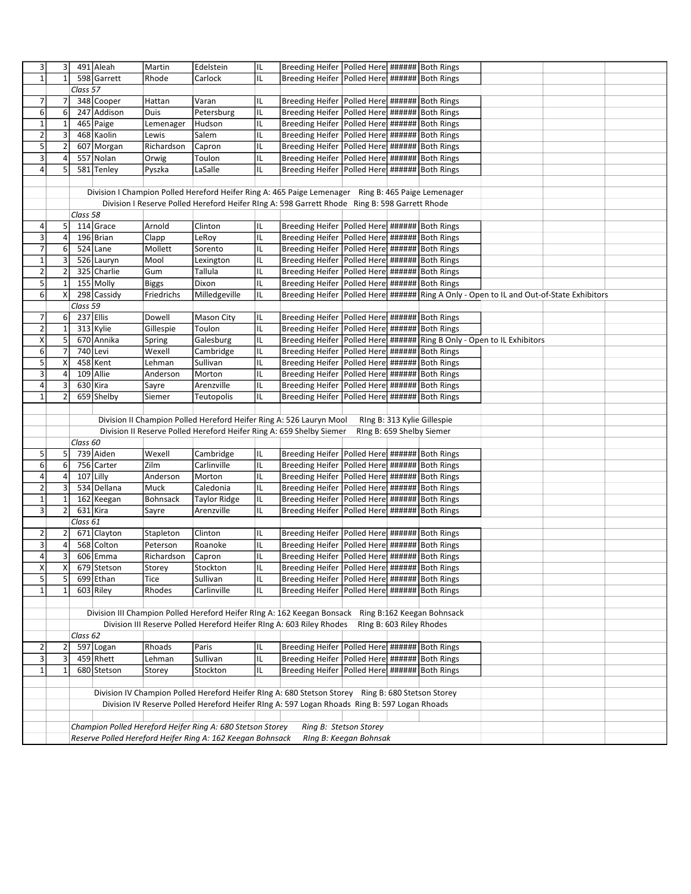| | | | | | | | | | | | | |
|---|---|---|---|---|---|---|---|---|---|---|---|---|
| 3 | 3 | 491 | Aleah | Martin | Edelstein | IL | Breeding Heifer | Polled Here | ###### | Both Rings | | |
| 1 | 1 | 598 | Garrett | Rhode | Carlock | IL | Breeding Heifer | Polled Here | ###### | Both Rings | | |
| | | *Class 57* | | | | | | | | | | |
| 7 | 7 | 348 | Cooper | Hattan | Varan | IL | Breeding Heifer | Polled Here | ###### | Both Rings | | |
| 6 | 6 | 247 | Addison | Duis | Petersburg | IL | Breeding Heifer | Polled Here | ###### | Both Rings | | |
| 1 | 1 | 465 | Paige | Lemenager | Hudson | IL | Breeding Heifer | Polled Here | ###### | Both Rings | | |
| 2 | 3 | 468 | Kaolin | Lewis | Salem | IL | Breeding Heifer | Polled Here | ###### | Both Rings | | |
| 5 | 2 | 607 | Morgan | Richardson | Capron | IL | Breeding Heifer | Polled Here | ###### | Both Rings | | |
| 3 | 4 | 557 | Nolan | Orwig | Toulon | IL | Breeding Heifer | Polled Here | ###### | Both Rings | | |
| 4 | 5 | 581 | Tenley | Pyszka | LaSalle | IL | Breeding Heifer | Polled Here | ###### | Both Rings | | |
| | | Division I Champion Polled Hereford Heifer Ring A: 465 Paige Lemenager Ring B: 465 Paige Lemenager | | | | | | | | | | |
| | | Division I Reserve Polled Hereford Heifer RIng A: 598 Garrett Rhode Ring B: 598 Garrett Rhode | | | | | | | | | | |
| | | *Class 58* | | | | | | | | | | |
| 4 | 5 | 114 | Grace | Arnold | Clinton | IL | Breeding Heifer | Polled Here | ###### | Both Rings | | |
| 3 | 4 | 196 | Brian | Clapp | LeRoy | IL | Breeding Heifer | Polled Here | ###### | Both Rings | | |
| 7 | 6 | 524 | Lane | Mollett | Sorento | IL | Breeding Heifer | Polled Here | ###### | Both Rings | | |
| 1 | 3 | 526 | Lauryn | Mool | Lexington | IL | Breeding Heifer | Polled Here | ###### | Both Rings | | |
| 2 | 2 | 325 | Charlie | Gum | Tallula | IL | Breeding Heifer | Polled Here | ###### | Both Rings | | |
| 5 | 1 | 155 | Molly | Biggs | Dixon | IL | Breeding Heifer | Polled Here | ###### | Both Rings | | |
| 6 | X | 298 | Cassidy | Friedrichs | Milledgeville | IL | Breeding Heifer | Polled Here | ###### | Ring A Only - Open to IL and Out-of-State Exhibitors | | |
| | | *Class 59* | | | | | | | | | | |
| 7 | 6 | 237 | Ellis | Dowell | Mason City | IL | Breeding Heifer | Polled Here | ###### | Both Rings | | |
| 2 | 1 | 313 | Kylie | Gillespie | Toulon | IL | Breeding Heifer | Polled Here | ###### | Both Rings | | |
| X | 5 | 670 | Annika | Spring | Galesburg | IL | Breeding Heifer | Polled Here | ###### | Ring B Only - Open to IL Exhibitors | | |
| 6 | 7 | 740 | Levi | Wexell | Cambridge | IL | Breeding Heifer | Polled Here | ###### | Both Rings | | |
| 5 | X | 458 | Kent | Lehman | Sullivan | IL | Breeding Heifer | Polled Here | ###### | Both Rings | | |
| 3 | 4 | 109 | Allie | Anderson | Morton | IL | Breeding Heifer | Polled Here | ###### | Both Rings | | |
| 4 | 3 | 630 | Kira | Sayre | Arenzville | IL | Breeding Heifer | Polled Here | ###### | Both Rings | | |
| 1 | 2 | 659 | Shelby | Siemer | Teutopolis | IL | Breeding Heifer | Polled Here | ###### | Both Rings | | |
| | | Division II Champion Polled Hereford Heifer Ring A: 526 Lauryn Mool RIng B: 313 Kylie Gillespie | | | | | | | | | | |
| | | Division II Reserve Polled Hereford Heifer Ring A: 659 Shelby Siemer RIng B: 659 Shelby Siemer | | | | | | | | | | |
| | | *Class 60* | | | | | | | | | | |
| 5 | 5 | 739 | Aiden | Wexell | Cambridge | IL | Breeding Heifer | Polled Here | ###### | Both Rings | | |
| 6 | 6 | 756 | Carter | Zilm | Carlinville | IL | Breeding Heifer | Polled Here | ###### | Both Rings | | |
| 4 | 4 | 107 | Lilly | Anderson | Morton | IL | Breeding Heifer | Polled Here | ###### | Both Rings | | |
| 2 | 3 | 534 | Dellana | Muck | Caledonia | IL | Breeding Heifer | Polled Here | ###### | Both Rings | | |
| 1 | 1 | 162 | Keegan | Bohnsack | Taylor Ridge | IL | Breeding Heifer | Polled Here | ###### | Both Rings | | |
| 3 | 2 | 631 | Kira | Sayre | Arenzville | IL | Breeding Heifer | Polled Here | ###### | Both Rings | | |
| | | *Class 61* | | | | | | | | | | |
| 2 | 2 | 671 | Clayton | Stapleton | Clinton | IL | Breeding Heifer | Polled Here | ###### | Both Rings | | |
| 3 | 4 | 568 | Colton | Peterson | Roanoke | IL | Breeding Heifer | Polled Here | ###### | Both Rings | | |
| 4 | 3 | 606 | Emma | Richardson | Capron | IL | Breeding Heifer | Polled Here | ###### | Both Rings | | |
| X | X | 679 | Stetson | Storey | Stockton | IL | Breeding Heifer | Polled Here | ###### | Both Rings | | |
| 5 | 5 | 699 | Ethan | Tice | Sullivan | IL | Breeding Heifer | Polled Here | ###### | Both Rings | | |
| 1 | 1 | 603 | Riley | Rhodes | Carlinville | IL | Breeding Heifer | Polled Here | ###### | Both Rings | | |
| | | Division III Champion Polled Hereford Heifer RIng A: 162 Keegan Bonsack Ring B:162 Keegan Bohnsack | | | | | | | | | | |
| | | Division III Reserve Polled Hereford Heifer RIng A: 603 Riley Rhodes RIng B: 603 Riley Rhodes | | | | | | | | | | |
| | | *Class 62* | | | | | | | | | | |
| 2 | 2 | 597 | Logan | Rhoads | Paris | IL | Breeding Heifer | Polled Here | ###### | Both Rings | | |
| 3 | 3 | 459 | Rhett | Lehman | Sullivan | IL | Breeding Heifer | Polled Here | ###### | Both Rings | | |
| 1 | 1 | 680 | Stetson | Storey | Stockton | IL | Breeding Heifer | Polled Here | ###### | Both Rings | | |
| | | Division IV Champion Polled Hereford Heifer RIng A: 680 Stetson Storey Ring B: 680 Stetson Storey | | | | | | | | | | |
| | | Division IV Reserve Polled Hereford Heifer RIng A: 597 Logan Rhoads Ring B: 597 Logan Rhoads | | | | | | | | | | |
| | | *Champion Polled Hereford Heifer Ring A: 680 Stetson Storey Ring B: Stetson Storey* | | | | | | | | | | |
| | | *Reserve Polled Hereford Heifer Ring A: 162 Keegan Bohnsack RIng B: Keegan Bohnsak* | | | | | | | | | | |